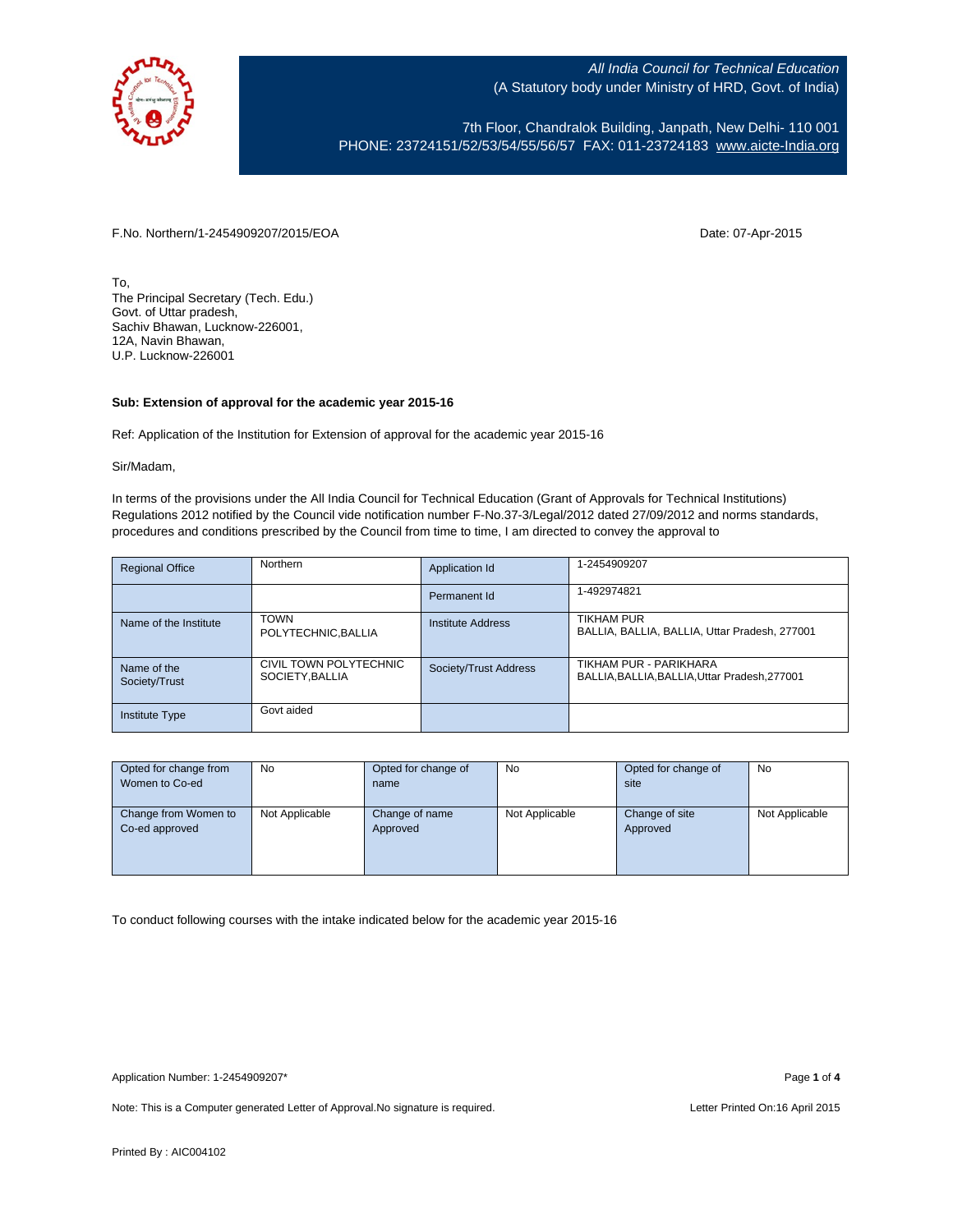*All India Council for Technical Education*
(A Statutory body under Ministry of HRD, Govt. of India)

7th Floor, Chandralok Building, Janpath, New Delhi- 110 001
PHONE: 23724151/52/53/54/55/56/57 FAX: 011-23724183 www.aicte-India.org

F.No. Northern/1-2454909207/2015/EOA

Date: 07-Apr-2015

To,
The Principal Secretary (Tech. Edu.)
Govt. of Uttar pradesh,
Sachiv Bhawan, Lucknow-226001,
12A, Navin Bhawan,
U.P. Lucknow-226001

**Sub: Extension of approval for the academic year 2015-16**

Ref: Application of the Institution for Extension of approval for the academic year 2015-16

Sir/Madam,

In terms of the provisions under the All India Council for Technical Education (Grant of Approvals for Technical Institutions) Regulations 2012 notified by the Council vide notification number F-No.37-3/Legal/2012 dated 27/09/2012 and norms standards, procedures and conditions prescribed by the Council from time to time, I am directed to convey the approval to

| Regional Office | Northern | Application Id | 1-2454909207 |
|---|---|---|---|
| | | Permanent Id | 1-492974821 |
| Name of the Institute | TOWN POLYTECHNIC,BALLIA | Institute Address | TIKHAM PUR BALLIA, BALLIA, BALLIA, Uttar Pradesh, 277001 |
| Name of the Society/Trust | CIVIL TOWN POLYTECHNIC SOCIETY,BALLIA | Society/Trust Address | TIKHAM PUR - PARIKHARA BALLIA,BALLIA,BALLIA,Uttar Pradesh,277001 |
| Institute Type | Govt aided | | |

| Opted for change from Women to Co-ed | No | Opted for change of name | No | Opted for change of site | No |
|---|---|---|---|---|---|
| Change from Women to Co-ed approved | Not Applicable | Change of name Approved | Not Applicable | Change of site Approved | Not Applicable |

To conduct following courses with the intake indicated below for the academic year 2015-16

Application Number: 1-2454909207*

Note: This is a Computer generated Letter of Approval.No signature is required.

Letter Printed On:16 April 2015

Printed By : AIC004102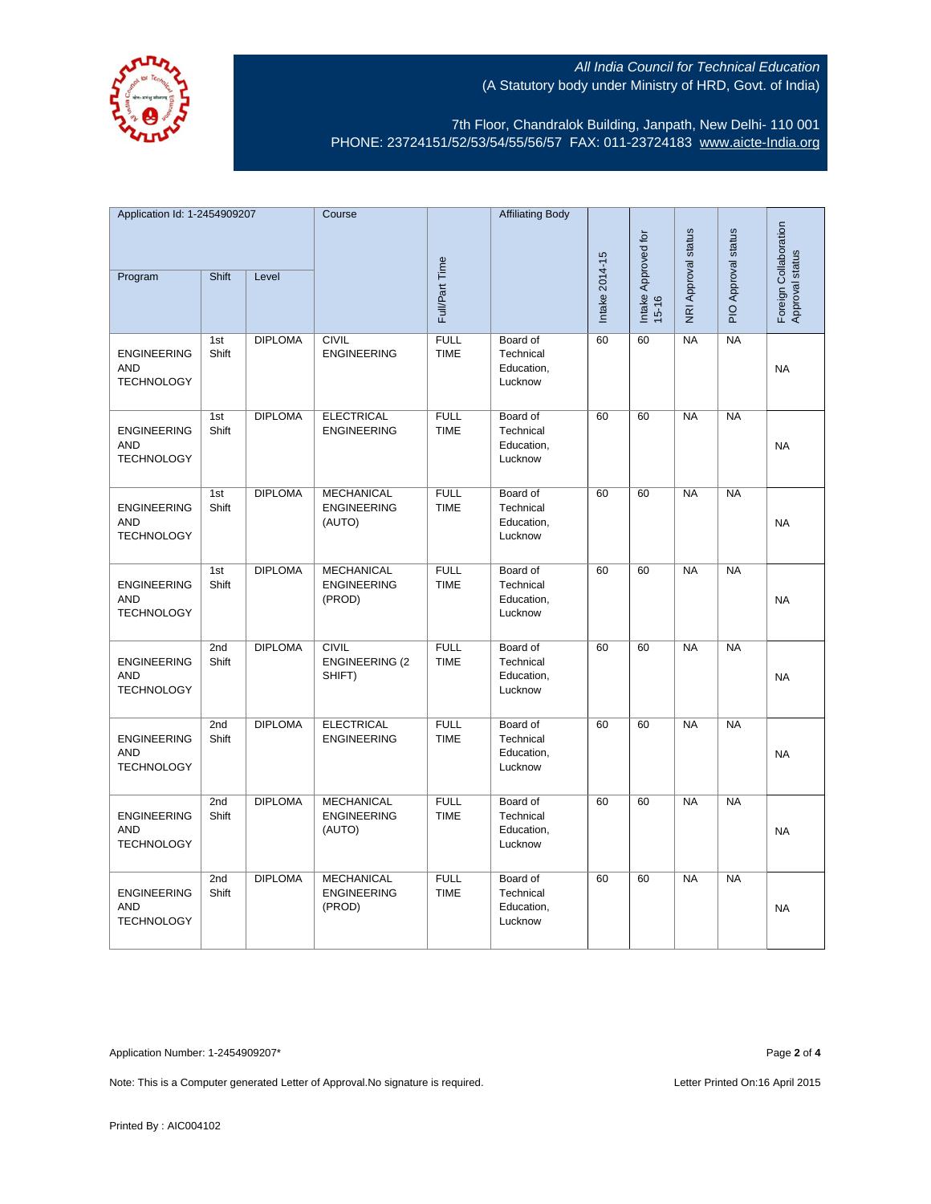*All India Council for Technical Education*
(A Statutory body under Ministry of HRD, Govt. of India)

7th Floor, Chandralok Building, Janpath, New Delhi- 110 001
PHONE: 23724151/52/53/54/55/56/57 FAX: 011-23724183 www.aicte-India.org

| Application Id: 1-2454909207 | | | Course | Full/Part Time | Affiliating Body | Intake 2014-15 | Intake Approved for 15-16 | NRI Approval status | PIO Approval status | Foreign Collaboration Approval status |
|---|---|---|---|---|---|---|---|---|---|---|
| Program | Shift | Level | | | | | | | | |
| ENGINEERING AND TECHNOLOGY | 1st Shift | DIPLOMA | CIVIL ENGINEERING | FULL TIME | Board of Technical Education, Lucknow | 60 | 60 | NA | NA | NA |
| ENGINEERING AND TECHNOLOGY | 1st Shift | DIPLOMA | ELECTRICAL ENGINEERING | FULL TIME | Board of Technical Education, Lucknow | 60 | 60 | NA | NA | NA |
| ENGINEERING AND TECHNOLOGY | 1st Shift | DIPLOMA | MECHANICAL ENGINEERING (AUTO) | FULL TIME | Board of Technical Education, Lucknow | 60 | 60 | NA | NA | NA |
| ENGINEERING AND TECHNOLOGY | 1st Shift | DIPLOMA | MECHANICAL ENGINEERING (PROD) | FULL TIME | Board of Technical Education, Lucknow | 60 | 60 | NA | NA | NA |
| ENGINEERING AND TECHNOLOGY | 2nd Shift | DIPLOMA | CIVIL ENGINEERING (2 SHIFT) | FULL TIME | Board of Technical Education, Lucknow | 60 | 60 | NA | NA | NA |
| ENGINEERING AND TECHNOLOGY | 2nd Shift | DIPLOMA | ELECTRICAL ENGINEERING | FULL TIME | Board of Technical Education, Lucknow | 60 | 60 | NA | NA | NA |
| ENGINEERING AND TECHNOLOGY | 2nd Shift | DIPLOMA | MECHANICAL ENGINEERING (AUTO) | FULL TIME | Board of Technical Education, Lucknow | 60 | 60 | NA | NA | NA |
| ENGINEERING AND TECHNOLOGY | 2nd Shift | DIPLOMA | MECHANICAL ENGINEERING (PROD) | FULL TIME | Board of Technical Education, Lucknow | 60 | 60 | NA | NA | NA |

Application Number: 1-2454909207*

Note: This is a Computer generated Letter of Approval.No signature is required.

Letter Printed On:16 April 2015

Printed By : AIC004102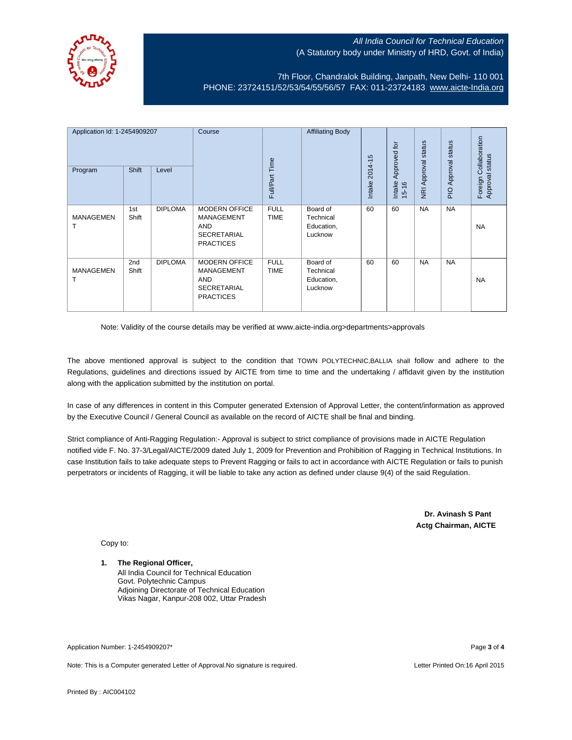*All India Council for Technical Education*
(A Statutory body under Ministry of HRD, Govt. of India)

7th Floor, Chandralok Building, Janpath, New Delhi- 110 001
PHONE: 23724151/52/53/54/55/56/57 FAX: 011-23724183 www.aicte-India.org

| Application Id: 1-2454909207 | | | Course | Full/Part Time | Affiliating Body | Intake 2014-15 | Intake Approved for 15-16 | NRI Approval status | PIO Approval status | Foreign Collaboration Approval status |
|---|---|---|---|---|---|---|---|---|---|---|
| Program | Shift | Level | | | | | | | | |
| MANAGEMENT | 1st Shift | DIPLOMA | MODERN OFFICE MANAGEMENT AND SECRETARIAL PRACTICES | FULL TIME | Board of Technical Education, Lucknow | 60 | 60 | NA | NA | NA |
| MANAGEMENT | 2nd Shift | DIPLOMA | MODERN OFFICE MANAGEMENT AND SECRETARIAL PRACTICES | FULL TIME | Board of Technical Education, Lucknow | 60 | 60 | NA | NA | NA |

Note: Validity of the course details may be verified at www.aicte-india.org>departments>approvals

The above mentioned approval is subject to the condition that TOWN POLYTECHNIC,BALLIA shall follow and adhere to the Regulations, guidelines and directions issued by AICTE from time to time and the undertaking / affidavit given by the institution along with the application submitted by the institution on portal.

In case of any differences in content in this Computer generated Extension of Approval Letter, the content/information as approved by the Executive Council / General Council as available on the record of AICTE shall be final and binding.

Strict compliance of Anti-Ragging Regulation:- Approval is subject to strict compliance of provisions made in AICTE Regulation notified vide F. No. 37-3/Legal/AICTE/2009 dated July 1, 2009 for Prevention and Prohibition of Ragging in Technical Institutions. In case Institution fails to take adequate steps to Prevent Ragging or fails to act in accordance with AICTE Regulation or fails to punish perpetrators or incidents of Ragging, it will be liable to take any action as defined under clause 9(4) of the said Regulation.

**Dr. Avinash S Pant**
**Actg Chairman, AICTE**

Copy to:

1. **The Regional Officer,**
   All India Council for Technical Education
   Govt. Polytechnic Campus
   Adjoining Directorate of Technical Education
   Vikas Nagar, Kanpur-208 002, Uttar Pradesh

Application Number: 1-2454909207*

Note: This is a Computer generated Letter of Approval.No signature is required.

Letter Printed On:16 April 2015

Printed By : AIC004102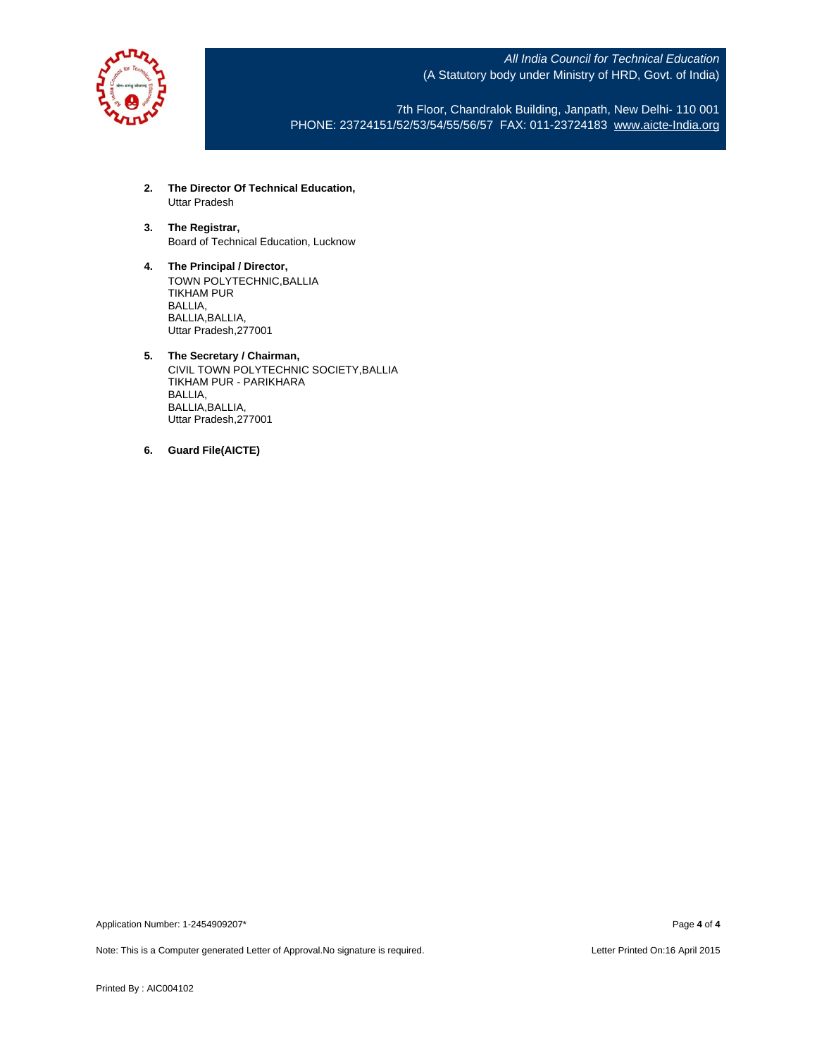2. **The Director Of Technical Education,**
   Uttar Pradesh

3. **The Registrar,**
   Board of Technical Education, Lucknow

4. **The Principal / Director,**
   TOWN POLYTECHNIC,BALLIA
   TIKHAM PUR
   BALLIA,
   BALLIA,BALLIA,
   Uttar Pradesh,277001

5. **The Secretary / Chairman,**
   CIVIL TOWN POLYTECHNIC SOCIETY,BALLIA
   TIKHAM PUR - PARIKHARA
   BALLIA,
   BALLIA,BALLIA,
   Uttar Pradesh,277001

6. **Guard File(AICTE)**

Application Number: 1-2454909207*

Note: This is a Computer generated Letter of Approval.No signature is required.

Letter Printed On:16 April 2015

Printed By : AIC004102